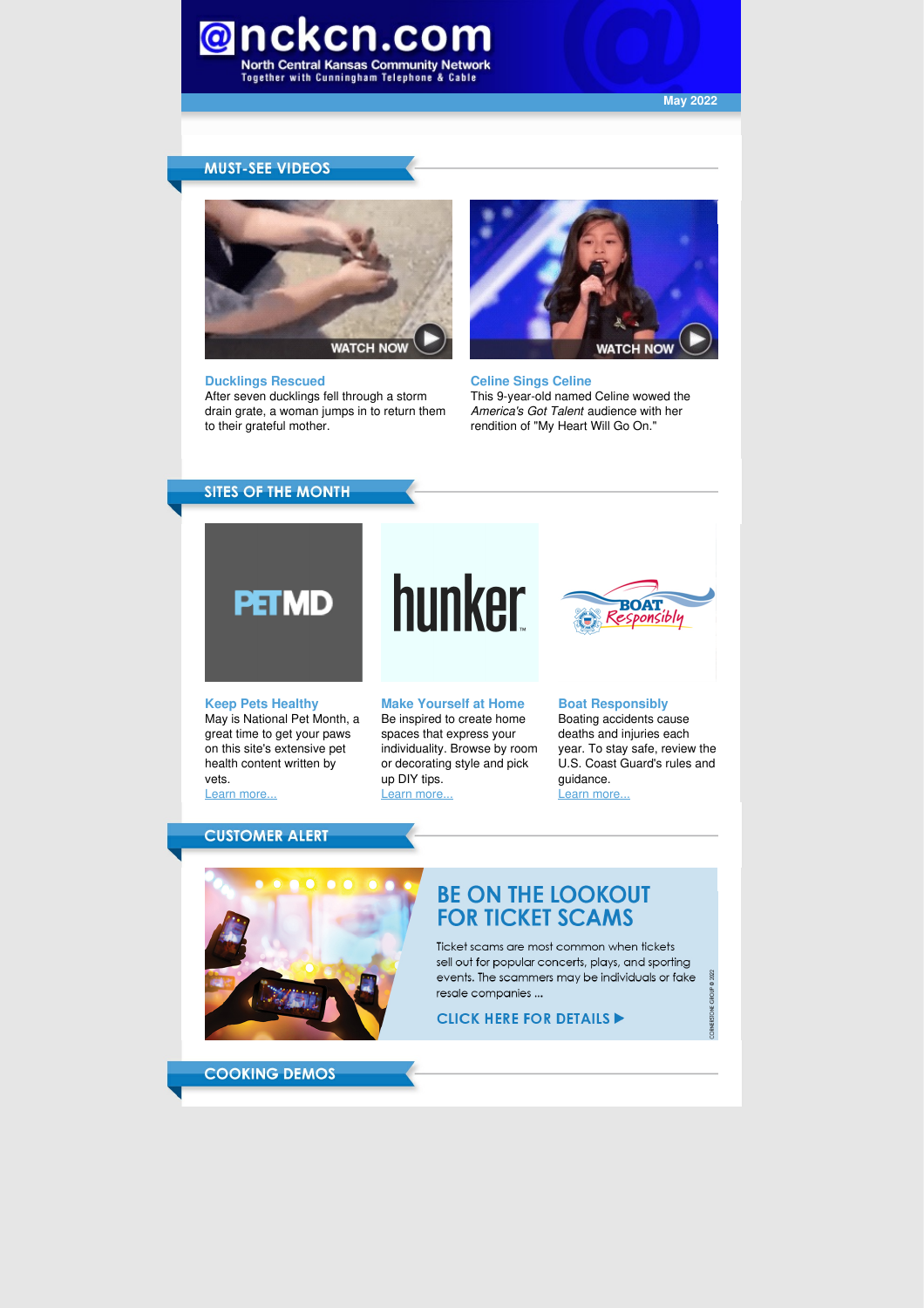# @nckcn.com

North Central Kansas Community Network
Together with Cunningham Telephone & Cable

May 2022

## MUST-SEE VIDEOS

WATCH NOW

**Ducklings Rescued**
After seven ducklings fell through a storm drain grate, a woman jumps in to return them to their grateful mother.

WATCH NOW

**Celine Sings Celine**
This 9-year-old named Celine wowed the *America's Got Talent* audience with her rendition of "My Heart Will Go On."

## SITES OF THE MONTH

**Keep Pets Healthy**
May is National Pet Month, a great time to get your paws on this site's extensive pet health content written by vets.
Learn more...

**Make Yourself at Home**
Be inspired to create home spaces that express your individuality. Browse by room or decorating style and pick up DIY tips.
Learn more...

**Boat Responsibly**
Boating accidents cause deaths and injuries each year. To stay safe, review the U.S. Coast Guard's rules and guidance.
Learn more...

## CUSTOMER ALERT

### BE ON THE LOOKOUT FOR TICKET SCAMS

Ticket scams are most common when tickets sell out for popular concerts, plays, and sporting events. The scammers may be individuals or fake resale companies ...

CLICK HERE FOR DETAILS ▶

CORNERSTONE GROUP © 2022

## COOKING DEMOS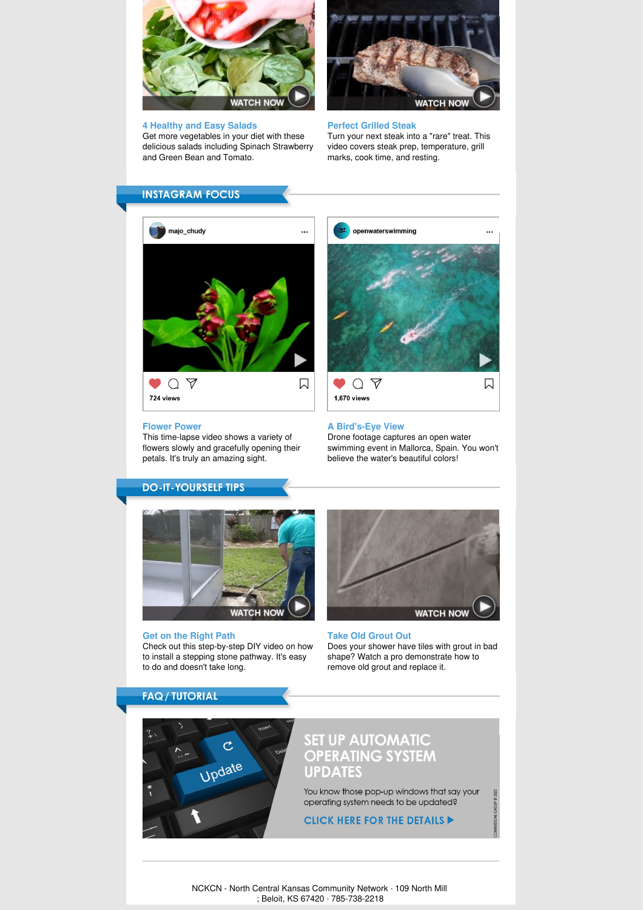WATCH NOW

### 4 Healthy and Easy Salads

Get more vegetables in your diet with these delicious salads including Spinach Strawberry and Green Bean and Tomato.

WATCH NOW

### Perfect Grilled Steak

Turn your next steak into a "rare" treat. This video covers steak prep, temperature, grill marks, cook time, and resting.

## INSTAGRAM FOCUS

majo_chudy

724 views

### Flower Power

This time-lapse video shows a variety of flowers slowly and gracefully opening their petals. It's truly an amazing sight.

openwaterswimming

1,670 views

### A Bird's-Eye View

Drone footage captures an open water swimming event in Mallorca, Spain. You won't believe the water's beautiful colors!

## DO-IT-YOURSELF TIPS

WATCH NOW

### Get on the Right Path

Check out this step-by-step DIY video on how to install a stepping stone pathway. It's easy to do and doesn't take long.

WATCH NOW

### Take Old Grout Out

Does your shower have tiles with grout in bad shape? Watch a pro demonstrate how to remove old grout and replace it.

## FAQ / TUTORIAL

### SET UP AUTOMATIC OPERATING SYSTEM UPDATES

You know those pop-up windows that say your operating system needs to be updated?

CLICK HERE FOR THE DETAILS ▶

CORNERSTONE GROUP © 2022

NCKCN - North Central Kansas Community Network · 109 North Mill ; Beloit, KS 67420 · 785-738-2218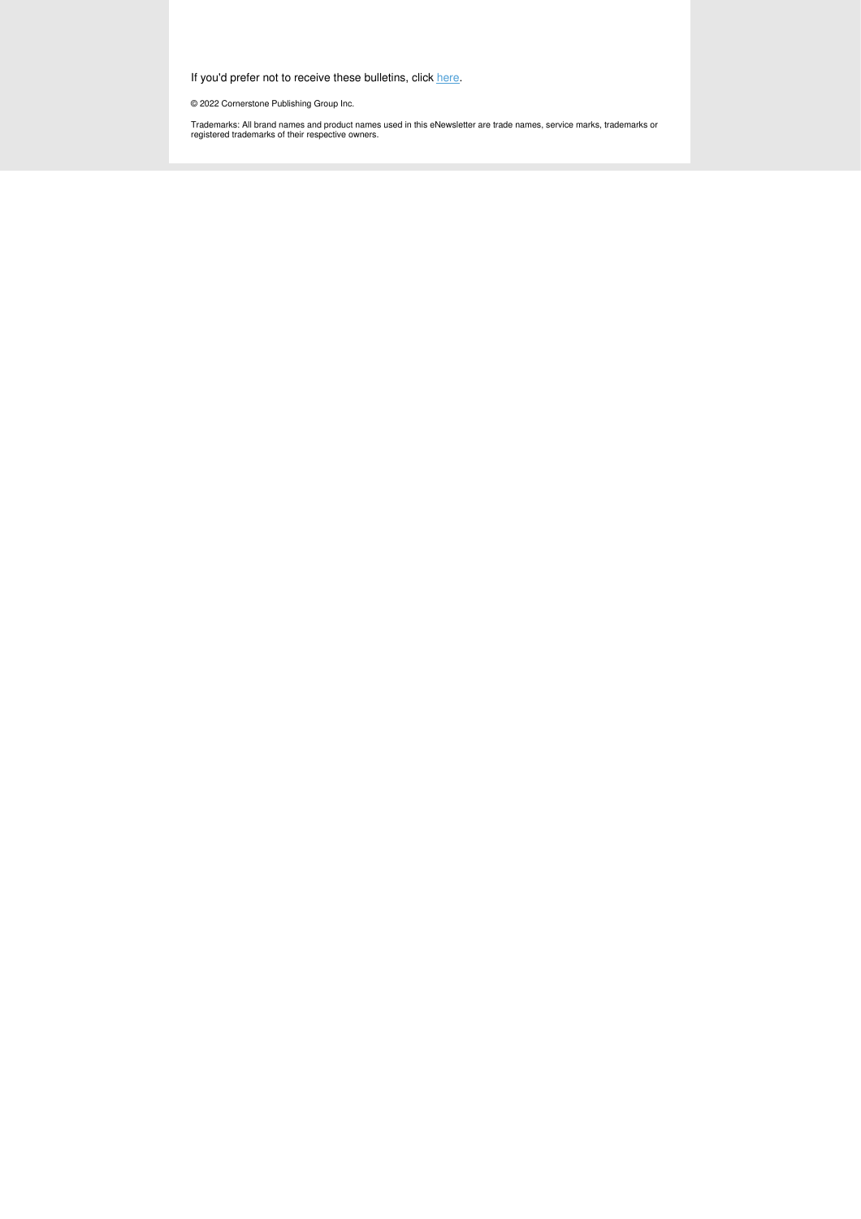If you'd prefer not to receive these bulletins, click here.

© 2022 Cornerstone Publishing Group Inc.

Trademarks: All brand names and product names used in this eNewsletter are trade names, service marks, trademarks or registered trademarks of their respective owners.